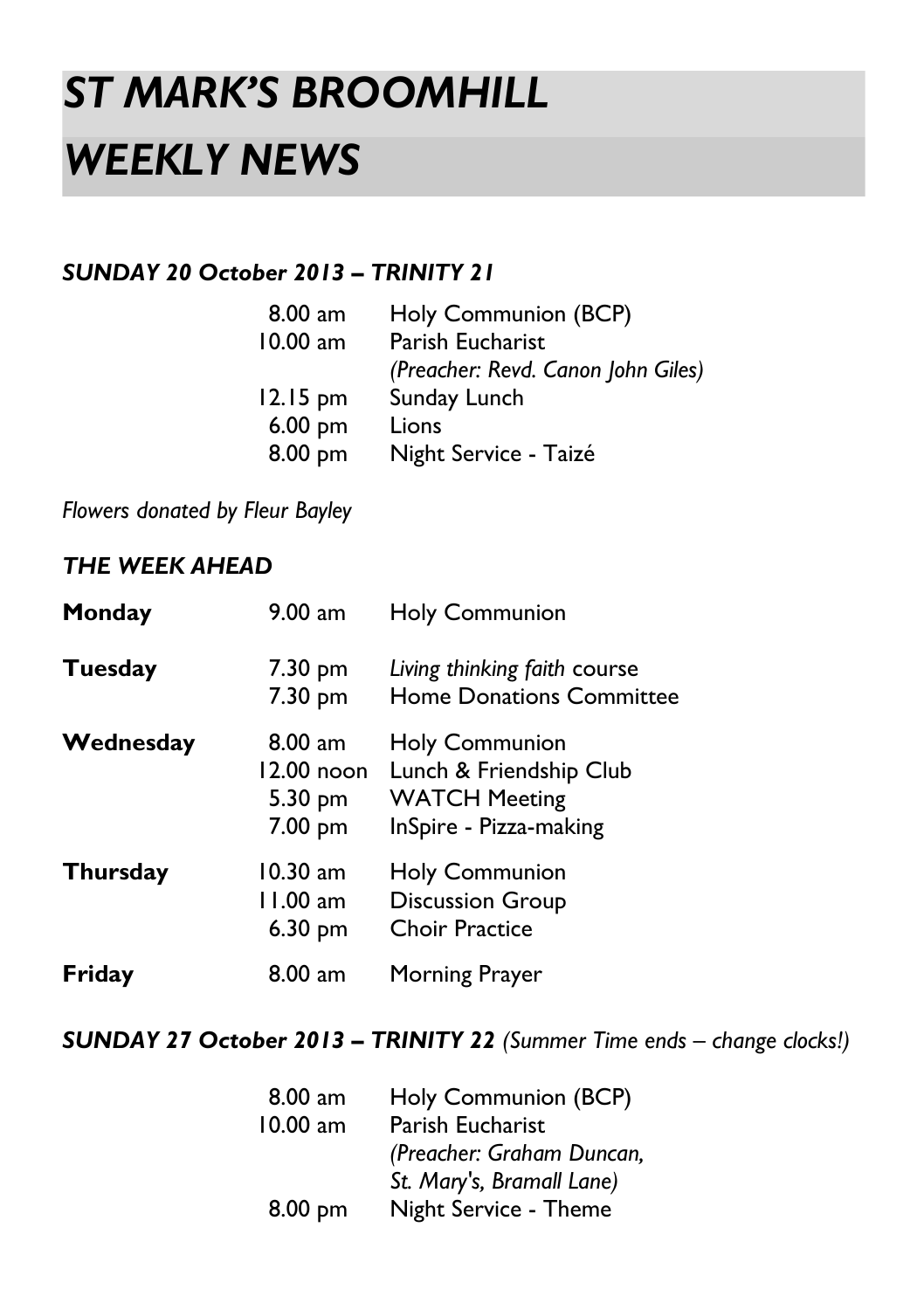# *ST MARK'S BROOMHILL*
# *WEEKLY NEWS*

***SUNDAY 20 October 2013 – TRINITY 21***

| | |
|---|---|
| 8.00 am | Holy Communion (BCP) |
| 10.00 am | Parish Eucharist |
| | *(Preacher: Revd. Canon John Giles)* |
| 12.15 pm | Sunday Lunch |
| 6.00 pm | Lions |
| 8.00 pm | Night Service - Taizé |

*Flowers donated by Fleur Bayley*

***THE WEEK AHEAD***

| | | |
|---|---|---|
| **Monday** | 9.00 am | Holy Communion |
| **Tuesday** | 7.30 pm | *Living thinking faith* course |
| | 7.30 pm | Home Donations Committee |
| **Wednesday** | 8.00 am | Holy Communion |
| | 12.00 noon | Lunch & Friendship Club |
| | 5.30 pm | WATCH Meeting |
| | 7.00 pm | InSpire - Pizza-making |
| **Thursday** | 10.30 am | Holy Communion |
| | 11.00 am | Discussion Group |
| | 6.30 pm | Choir Practice |
| **Friday** | 8.00 am | Morning Prayer |

***SUNDAY 27 October 2013 – TRINITY 22*** *(Summer Time ends – change clocks!)*

| | |
|---|---|
| 8.00 am | Holy Communion (BCP) |
| 10.00 am | Parish Eucharist |
| | *(Preacher: Graham Duncan, St. Mary's, Bramall Lane)* |
| 8.00 pm | Night Service - Theme |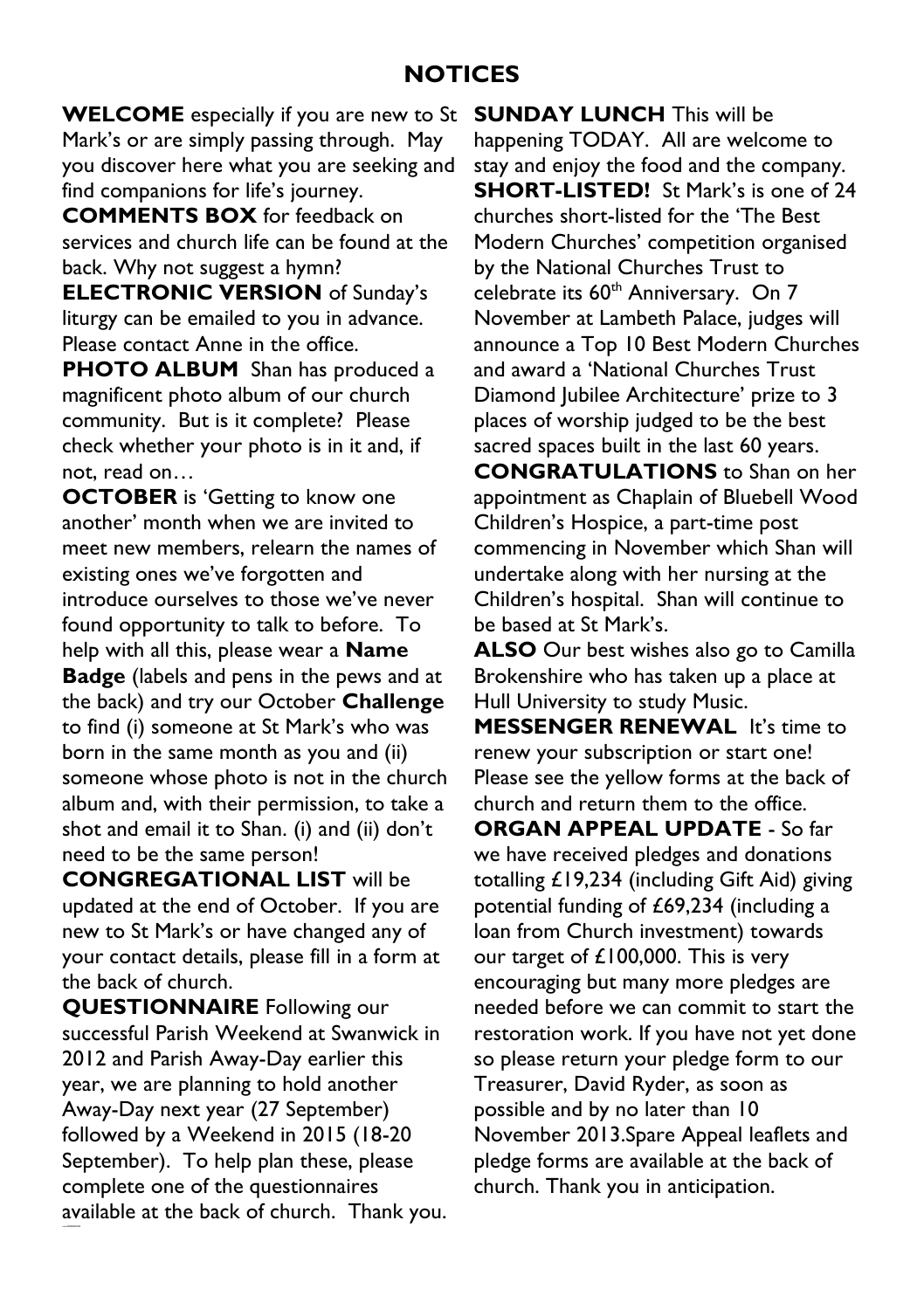## NOTICES

**WELCOME** especially if you are new to St Mark's or are simply passing through. May you discover here what you are seeking and find companions for life's journey.

**COMMENTS BOX** for feedback on services and church life can be found at the back. Why not suggest a hymn?

**ELECTRONIC VERSION** of Sunday's liturgy can be emailed to you in advance. Please contact Anne in the office.

**PHOTO ALBUM** Shan has produced a magnificent photo album of our church community. But is it complete? Please check whether your photo is in it and, if not, read on…

**OCTOBER** is 'Getting to know one another' month when we are invited to meet new members, relearn the names of existing ones we've forgotten and introduce ourselves to those we've never found opportunity to talk to before. To help with all this, please wear a **Name Badge** (labels and pens in the pews and at the back) and try our October **Challenge** to find (i) someone at St Mark's who was born in the same month as you and (ii) someone whose photo is not in the church album and, with their permission, to take a shot and email it to Shan. (i) and (ii) don't need to be the same person!

**CONGREGATIONAL LIST** will be updated at the end of October. If you are new to St Mark's or have changed any of your contact details, please fill in a form at the back of church.

**QUESTIONNAIRE** Following our successful Parish Weekend at Swanwick in 2012 and Parish Away-Day earlier this year, we are planning to hold another Away-Day next year (27 September) followed by a Weekend in 2015 (18-20 September). To help plan these, please complete one of the questionnaires available at the back of church. Thank you.

**SUNDAY LUNCH** This will be happening TODAY. All are welcome to stay and enjoy the food and the company.

**SHORT-LISTED!** St Mark's is one of 24 churches short-listed for the 'The Best Modern Churches' competition organised by the National Churches Trust to celebrate its 60th Anniversary. On 7 November at Lambeth Palace, judges will announce a Top 10 Best Modern Churches and award a 'National Churches Trust Diamond Jubilee Architecture' prize to 3 places of worship judged to be the best sacred spaces built in the last 60 years.

**CONGRATULATIONS** to Shan on her appointment as Chaplain of Bluebell Wood Children's Hospice, a part-time post commencing in November which Shan will undertake along with her nursing at the Children's hospital. Shan will continue to be based at St Mark's.

**ALSO** Our best wishes also go to Camilla Brokenshire who has taken up a place at Hull University to study Music.

**MESSENGER RENEWAL** It's time to renew your subscription or start one! Please see the yellow forms at the back of church and return them to the office.

**ORGAN APPEAL UPDATE** - So far we have received pledges and donations totalling £19,234 (including Gift Aid) giving potential funding of £69,234 (including a loan from Church investment) towards our target of £100,000. This is very encouraging but many more pledges are needed before we can commit to start the restoration work. If you have not yet done so please return your pledge form to our Treasurer, David Ryder, as soon as possible and by no later than 10 November 2013.Spare Appeal leaflets and pledge forms are available at the back of church. Thank you in anticipation.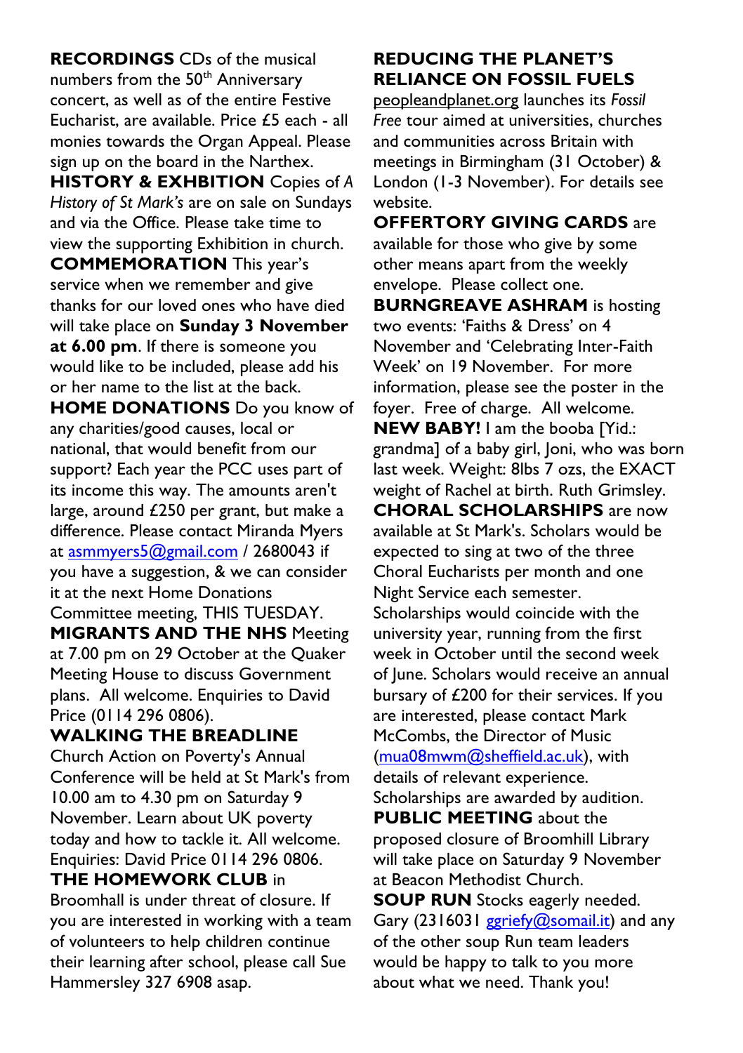**RECORDINGS** CDs of the musical numbers from the 50th Anniversary concert, as well as of the entire Festive Eucharist, are available. Price £5 each - all monies towards the Organ Appeal. Please sign up on the board in the Narthex.

**HISTORY & EXHIBITION** Copies of *A History of St Mark's* are on sale on Sundays and via the Office. Please take time to view the supporting Exhibition in church.

**COMMEMORATION** This year's service when we remember and give thanks for our loved ones who have died will take place on **Sunday 3 November at 6.00 pm**. If there is someone you would like to be included, please add his or her name to the list at the back.

**HOME DONATIONS** Do you know of any charities/good causes, local or national, that would benefit from our support? Each year the PCC uses part of its income this way. The amounts aren't large, around £250 per grant, but make a difference. Please contact Miranda Myers at asmmyers5@gmail.com / 2680043 if you have a suggestion, & we can consider it at the next Home Donations Committee meeting, THIS TUESDAY.

**MIGRANTS AND THE NHS** Meeting at 7.00 pm on 29 October at the Quaker Meeting House to discuss Government plans. All welcome. Enquiries to David Price (0114 296 0806).

**WALKING THE BREADLINE**
Church Action on Poverty's Annual Conference will be held at St Mark's from 10.00 am to 4.30 pm on Saturday 9 November. Learn about UK poverty today and how to tackle it. All welcome. Enquiries: David Price 0114 296 0806.

**THE HOMEWORK CLUB** in Broomhall is under threat of closure. If you are interested in working with a team of volunteers to help children continue their learning after school, please call Sue Hammersley 327 6908 asap.

**REDUCING THE PLANET'S RELIANCE ON FOSSIL FUELS**
peopleandplanet.org launches its *Fossil Free* tour aimed at universities, churches and communities across Britain with meetings in Birmingham (31 October) & London (1-3 November). For details see website.

**OFFERTORY GIVING CARDS** are available for those who give by some other means apart from the weekly envelope. Please collect one.

**BURNGREAVE ASHRAM** is hosting two events: 'Faiths & Dress' on 4 November and 'Celebrating Inter-Faith Week' on 19 November. For more information, please see the poster in the foyer. Free of charge. All welcome.

**NEW BABY!** I am the booba [Yid.: grandma] of a baby girl, Joni, who was born last week. Weight: 8lbs 7 ozs, the EXACT weight of Rachel at birth. Ruth Grimsley.

**CHORAL SCHOLARSHIPS** are now available at St Mark's. Scholars would be expected to sing at two of the three Choral Eucharists per month and one Night Service each semester. Scholarships would coincide with the university year, running from the first week in October until the second week of June. Scholars would receive an annual bursary of £200 for their services. If you are interested, please contact Mark McCombs, the Director of Music (mua08mwm@sheffield.ac.uk), with details of relevant experience. Scholarships are awarded by audition.

**PUBLIC MEETING** about the proposed closure of Broomhill Library will take place on Saturday 9 November at Beacon Methodist Church.

**SOUP RUN** Stocks eagerly needed. Gary (2316031 ggriefy@somail.it) and any of the other soup Run team leaders would be happy to talk to you more about what we need. Thank you!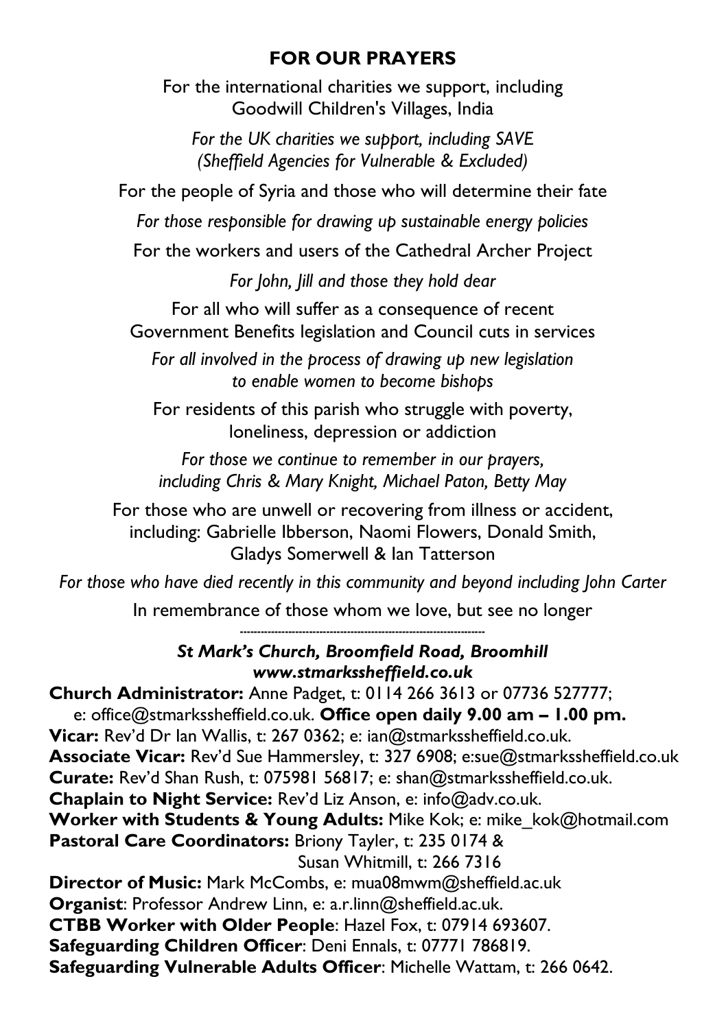## FOR OUR PRAYERS

For the international charities we support, including Goodwill Children's Villages, India

*For the UK charities we support, including SAVE (Sheffield Agencies for Vulnerable & Excluded)*

For the people of Syria and those who will determine their fate

*For those responsible for drawing up sustainable energy policies*

For the workers and users of the Cathedral Archer Project

*For John, Jill and those they hold dear*

For all who will suffer as a consequence of recent Government Benefits legislation and Council cuts in services

*For all involved in the process of drawing up new legislation to enable women to become bishops*

For residents of this parish who struggle with poverty, loneliness, depression or addiction

*For those we continue to remember in our prayers, including Chris & Mary Knight, Michael Paton, Betty May*

For those who are unwell or recovering from illness or accident, including: Gabrielle Ibberson, Naomi Flowers, Donald Smith, Gladys Somerwell & Ian Tatterson

*For those who have died recently in this community and beyond including John Carter*

In remembrance of those whom we love, but see no longer

---

***St Mark's Church, Broomfield Road, Broomhill***
***www.stmarkssheffield.co.uk***

**Church Administrator:** Anne Padget, t: 0114 266 3613 or 07736 527777; e: office@stmarkssheffield.co.uk. **Office open daily 9.00 am – 1.00 pm.**
**Vicar:** Rev'd Dr Ian Wallis, t: 267 0362; e: ian@stmarkssheffield.co.uk.
**Associate Vicar:** Rev'd Sue Hammersley, t: 327 6908; e:sue@stmarkssheffield.co.uk
**Curate:** Rev'd Shan Rush, t: 075981 56817; e: shan@stmarkssheffield.co.uk.
**Chaplain to Night Service:** Rev'd Liz Anson, e: info@adv.co.uk.
**Worker with Students & Young Adults:** Mike Kok; e: mike_kok@hotmail.com
**Pastoral Care Coordinators:** Briony Tayler, t: 235 0174 & Susan Whitmill, t: 266 7316
**Director of Music:** Mark McCombs, e: mua08mwm@sheffield.ac.uk
**Organist**: Professor Andrew Linn, e: a.r.linn@sheffield.ac.uk.
**CTBB Worker with Older People**: Hazel Fox, t: 07914 693607.
**Safeguarding Children Officer**: Deni Ennals, t: 07771 786819.
**Safeguarding Vulnerable Adults Officer**: Michelle Wattam, t: 266 0642.